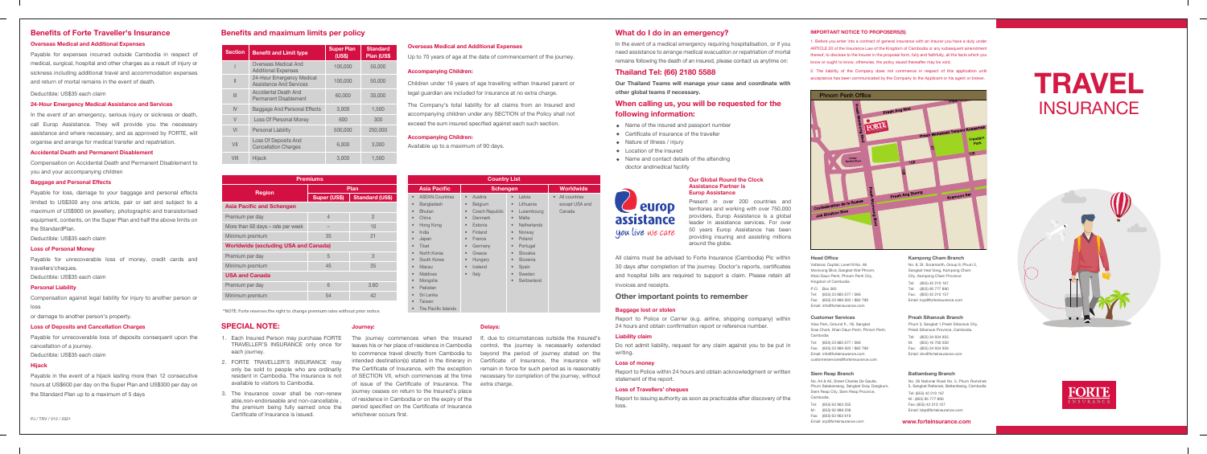## Benefits of Forte Traveller's Insurance

### Overseas Medical and Additional Expenses

Payable for expenses incurred outside Cambodia in respect of medical, surgical, hospital and other charges as a result of injury or sickness including additional travel and accommodation expenses and return of mortal remains in the event of death.

Deductible: US$35 each claim

### 24-Hour Emergency Medical Assistance and Services

In the event of an emergency, serious injury or sickness or death, call Europ Assistance. They will provide you the necessary assistance and where necessary, and as approved by FORTE, will organise and arrange for medical transfer and repatriation.

### Accidental Death and Permanent Disablement

Compensation on Accidental Death and Permanent Disablement to you and your accompanying children

### Baggage and Personal Effects

Payable for loss, damage to your baggage and personal effects limited to US$300 any one article, pair or set and subject to a maximum of US$900 on jewellery, photographic and transistorised equipment, contents, on the Super Plan and half the above limits on the StandardPlan.

Deductible: US$35 each claim

### Loss of Personal Money

Payable for unrecoverable loss of money, credit cards and travellers'cheques.

Deductible: US$35 each claim

### Personal Liability

Compensation against legal liability for injury to another person or loss

or damage to another person's property.

### Loss of Deposits and Cancellation Charges

Payable for unrecoverable loss of deposits consequent upon the cancellation of a journey.

Deductible: US$35 each claim

### Hijack

Payable in the event of a hijack lasting more than 12 consecutive hours at US$600 per day on the Super Plan and US$300 per day on the Standard Plan up to a maximum of 5 days

PJ / TRV / V12 / 2021

## Benefits and maximum limits per policy

| Section | Benefit and Limit type | Super Plan (US$) | Standard Plan US$ |
|---|---|---|---|
| I | Overseas Medical And Additional Expenses | 100,000 | 50,000 |
| II | 24-Hour Emergency Medical Assistance And Services | 100,000 | 50,000 |
| III | Accidental Death And Permanent Disablement | 60,000 | 30,000 |
| IV | Baggage And Personal Effects | 3,000 | 1,500 |
| V | Loss Of Personal Money | 600 | 300 |
| VI | Personal Liability | 500,000 | 250,000 |
| VII | Loss Of Deposits And Cancellation Charges | 6,000 | 3,000 |
| VIII | Hijack | 3,000 | 1,500 |

### Overseas Medical and Additional Expenses

Up to 70 years of age at the date of commencement of the journey.

### Accompanying Children:

Children under 16 years of age travelling withan Insured parent or legal guardian are included for insurance at no extra charge.

The Company's total liability for all claims from an Insured and accompanying children under any SECTION of the Policy shall not exceed the sum insured specified against each such section.

### Accompanying Children:

Available up to a maximum of 90 days.

| Premiums | | |
|---|---|---|
| Region | Plan | |
| | Super (US$) | Standard (US$) |
| **Asia Pacific and Schengen** | | |
| Premium per day | 4 | 2 |
| More than 60 days – rate per week | – | 10 |
| Minimum premium | 35 | 21 |
| **Worldwide (excluding USA and Canada)** | | |
| Premium per day | 5 | 3 |
| Minimum premium | 45 | 35 |
| **USA and Canada** | | |
| Premium per day | 6 | 3.60 |
| Minimum premium | 54 | 42 |

*NOTE: Forte reserves the right to change premium rates without prior notice.

| Country List | | | |
|---|---|---|---|
| Asia Pacific | Schengen | | Worldwide |
| • ASEAN Countries | • Austria | • Latvia | • All countries except USA and Canada |
| • Bangladesh | • Belgium | • Lithuania | |
| • Bhutan | • Czech Republic | • Luxembourg | |
| • China | • Denmark | • Malta | |
| • Hong Kong | • Estonia | • Netherlands | |
| • India | • Finland | • Norway | |
| • Japan | • France | • Poland | |
| • Tibet | • Germany | • Portugal | |
| • North Korea | • Greece | • Slovakia | |
| • South Korea | • Hungary | • Slovenia | |
| • Macau | • Iceland | • Spain | |
| • Maldives | • Italy | • Sweden | |
| • Mongolia | | • Switzerland | |
| • Pakistan | | | |
| • Sri Lanka | | | |
| • Taiwan | | | |
| • The Pacific Islands | | | |

## SPECIAL NOTE:

1. Each Insured Person may purchase FORTE TRAVELLER'S INSURANCE only once for each journey.
2. FORTE TRAVELLER'S INSURANCE may only be sold to people who are ordinarily resident in Cambodia. The insurance is not available to visitors to Cambodia.
3. The Insurance cover shall be non-renewable, non-endorseable and non-cancellable, the premium being fully earned once the Certificate of Insurance is issued.

### Journey:

The journey commences when the Insured leaves his or her place of residence in Cambodia to commence travel directly from Cambodia to intended destination(s) stated in the itinerary in the Certificate of Insurance, with the exception of SECTION VII, which commences at the time of issue of the Certificate of Insurance. The journey ceases on return to the Insured's place of residence in Cambodia or on the expiry of the period specified on the Certificate of Insurance whichever occurs first.

### Delays:

If, due to circumstances outside the Insured's control, the journey is necessarily extended beyond the period of journey stated on the Certificate of Insurance, the insurance will remain in force for such period as is reasonably necessary for completion of the journey, without extra charge.

## What do I do in an emergency?

In the event of a medical emergency requiring hospitalisation, or if you need assistance to arrange medical evacuation or repatriation of mortal remains following the death of an insured, please contact us anytime on:

## Thailand Tel: (66) 2180 5588

**Our Thailand Teams will manage your case and coordinate with other global teams if necessary.**

## When calling us, you will be requested for the following information:

- Name of the insured and passport number
- Certificate of insurance of the traveller
- Nature of illness / injury
- Location of the insured
- Name and contact details of the attending doctor andmedical facility

**Our Global Round the Clock Assistance Partner is Europ Assistance**

Present in over 200 countries and territories and working with over 750,000 providers, Europ Assistance is a global leader in assistance services. For over 50 years Europ Assistance has been providing insuring and assisting millions around the globe.

europ assistance — you live we care

All claims must be advised to Forte Insurance (Cambodia) Plc within 30 days after completion of the journey. Doctor's reports, certificates and hospital bills are required to support a claim. Please retain all invoices and receipts.

## Other important points to remember

### Baggage lost or stolen

Report to Police or Carrier (e.g. airline, shipping company) within 24 hours and obtain confirmation report or reference number.

### Liability claim

Do not admit liability, request for any claim against you to be put in writing.

### Loss of money

Report to Police within 24 hours and obtain acknowledgment or written statement of the report.

### Loss of Travellers' cheques

Report to issuing authority as soon as practicable after discovery of the loss.

### IMPORTANT NOTICE TO PROPOSERS(S)

1. Before you enter into a contract of general insurance with an Insurer you have a duty under ARTICLE 30 of the Insurance Law of the Kingdom of Cambodia or any subsequent amendment thereof, to disclose to the Insurer in the proposal form, fully and faithfully, all the facts which you know or ought to know, otherwise, the policy issued thereafter may be void.

2. The liability of the Company does not commence in respect of this application until acceptance has been communicated by the Company to the Applicant or his agent or broker.

Phnom Penh Office

**Head Office**
Vattanac Capital, Level 9 No. 66 Monivong Blvd, Sangkat Wat Phnom, Khan Daun Penh, Phnom Penh City, Kingdom of Cambodia.
P.O. Box 565
Tel: (855) 23 885 077 / 066
Fax: (855) 23 986 922 / 882 799
Email: info@forteinsurance.com

**Customer Services**
View Park, Ground fl., 1B, Sangkat Sras Chork, Khan Daun Penh, Phnom Penh, Cambodia.
Tel: (855) 23 885 077 / 066
Fax: (855) 23 986 922 / 882 799
Email: info@forteinsurance.com
customerservice@forteinsurance.com

**Siem Reap Branch**
No. A4 & A5, Street Charles De Gaulle, Phum Salakamreuk, Sangkat Svay Dangkum, Siem Reap City, Siem Reap Province, Cambodia.
Tel: (855) 63 963 355
M: (855) 92 888 258
Fax: (855) 63 963 615
Email: srp@forteinsurance.com

**Kampong Cham Branch**
No. 8, St. Sovannorith, Group 9, Phum 3, Sangkat Veal Vong, Kampong Cham City, Kampong Cham Province
Tel: (855) 42 210 167
Tel: (855) 66 777 890
Fax: (855) 42 210 157
Email: kcp@forteinsurance.com

**Preah Sihanouk Branch**
Phum 3, Sangkat 1 Preah Sihanouk City, Preah Sihanouk Province, Cambodia.
Tel: (855) 34 934 855
M: (855) 16 700 500
Fax: (855) 34 934 856
Email: shv@forteinsurance.com

**Battambang Branch**
No. 29 National Road No. 5, Phum Romchek 5, Sangkat Rattanak, Battambang, Cambodia.
Tel: (855) 42 210 167
M: (855) 66 777 890
Fax: (855) 42 210 157
Email: btb@forteinsurance.com

**www.forteinsurance.com**

# TRAVEL INSURANCE

FORTE INSURANCE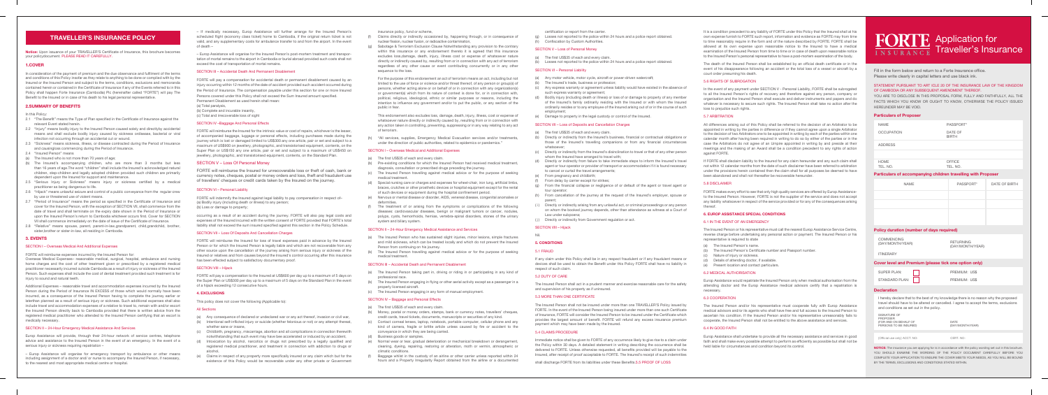# TRAVELLER'S INSURANCE POLICY

**Notice:** Upon issuance of your TRAVELLER'S Certificate of Insurance, this brochure becomes your policydocument. PLEASE READ IT CAREFULLY.

## 1.COVER

In consideration of the payment of premium and the due observance and fulfilment of the terms and conditions of this Policy insofar as they relate to anything to be done or complied with by the Insured or the Insured Person and subject to the terms, conditions, exclusions and memoranda contained herein or contained in the Certificate of Insurance if any of the Events referred to in this Policy shall happen Forte Insurance (Cambodia) Plc (hereinafter called "FORTE") will pay The Benefit to the Insured or in case of his death to his legal personal representative.

## 2.SUMMARY OF BENEFITS

In this Policy:

2.1 "The Benefit" means the Type of Plan specified in the Certificate of Insurance against the relevant Event stated herein.

2.2 "Injury" means bodily injury to the Insured Person caused solely and directly by accidental means and shall exclude bodily injury caused by sickness (disease, bacterial or viral infection not occurring through an accidental cut or wound.

2.3 "Sickness" means sickness, illness, or disease contracted during the Period of Insurance and causing loss commencing during the Period of Insurance.

2.4 "Insured Person" mean:

(a) The Insured who is not more than 70 years of age;

(b) The Insured's accompanying children, who are more than 3 months but less than 18 years of age The word "children" shall include the Insured's acknowledged natural children, step-children and legally adopted children provided such children are primarily dependent upon the Insured for support and maintenance.

2.5 "Serious Injury or Sickness" means injury or sickness certified by a medical practitioner as being dangerous to life.

2.6 "Hijack" means unlawful seizure and control of a public conveyance from the regular crew by use or threatened use of violent means.

2.7 "Period of Insurance" means the period as specified in the Certificate of Insurance and cover for the Insured Person, with the exception of SECTION VII, shall commence from the date of travel and shall terminate on the expiry date shown in the Period of Insurance or upon the Insured Person's return to Cambodia whichever occurs first. Cover for SECTION VII shall commence immediately on the date of issue of the Certificate of Insurance.

2.8 "Relative" means spouse, parent, parent-in-law,grandparent, child,grandchild, brother, sister,brother or sister-in-law, all residing in Cambodia.

## 3. EVENTS

### SECTION I – Overseas Medical And Additional Expenses

FORTE will reimburse expenses incurred by the Insured Person for:

Overseas Medical Expenses– reasonable medical, surgical, hospital, ambulance and nursing home charges and the cost of other treatment given or prescribed by a registered medical practitioner necessarily incurred outside Cambodia as a result of injury or sickness of the Insured Person. Such expenses shall include the cost of dental treatment provided such treatment is for injury to sound and natural teeth.

Additional Expenses – reasonable travel and accommodation expenses incurred by the Insured Person during the Period of Insurance IN EXCESS of those which would normally have been incurred, as a consequence of the Insured Person having to complete the journey earlier or laterthan planned as a result of serious injury or sickness. Such additional expenses shall also include travel and accommodation expenses of a relative to travel to, remain with and/or escort the Insured Person directly back to Cambodia provided that there is written advice from the registered medical practitioner who attended to the Insured Person certifying that an escort is medically necessary.

### SECTION II – 24-Hour Emergency Medical Assistance And Services

Europ Assistance will provide, through their 24-hour network of service centres, telephone advice and assistance to the Insured Person in the event of an emergency. In the event of a serious injury or sickness requiring repatriation –

– Europ Assistance will organise for emergency transport by ambulance or other means including assignment of a doctor and/ or nurse to accompany the Insured Person, if necessary, to the nearest and most appropriate medical centre or hospital.

– If medically necessary, Europ Assistance will further arrange for the Insured Person's scheduled flight (economy class ticket) home to Cambodia, if the original return ticket is not valid, and any supplementary costs for ambulance transfer to and from the airport. In the event of death –

– Europ Assistance will organise for the Insured Person's post-mortem treatment and transportation of mortal remains to the airport in Cambodia or burial abroad provided such costs shall not exceed the cost of transportation of mortal remains.

### SECTION III – Accidental Death And Permanent Disablement

FORTE will pay a compensation for accidental death or permanent disablement caused by an injury occurring within 12 months of the date of accident provided such accident occured during the Period of Insurance. The compensation payable under this section for one or more Insured Persons covered under this Policy shall not exceed the Sum Insured amount specified.

Permanent Disablement as used herein shall mean:

(a) Total paralysis.

(b) Complete and incurable insanity.

(c) Total and irrecoverable loss of sight

### SECTION IV –Baggage And Personal Effects

FORTE will reimburse the Insured for the intrinsic value or cost of repairs, whichever is the lesser, of accompanied baggage, luggage or personal effects, including purchases made during the journey which is lost or damaged limited to US$300 any one article, pair or set and subject to a maximum of US$850 on jewellery, photographic, and brandnamed equipment, contents, on the Super Plan or US$155 any one article, pair or set and subject to a maximum of US$450 on jewellery, photographic, and brandnamed equipment, contents, on the Standard Plan.

### SECTION V – Loss Of Personal Money

FORTE will reimburse the Insured for unrecoverable loss or theft of cash, bank or currency notes, cheques, postal or money orders and loss, theft and fraudulent use of travellers' cheques or credit cards taken by the Insured on the journey.

### SECTION VI – Personal Liability

FORTE will indemnify the Insured against legal liability to pay compensation in respect of–

(a) Bodily injury (including death or illness) to any person;

(b) Loss or damage to property;

occurring as a result of an accident during the journey. FORTE will also pay legal costs and expenses of the Insured incurred with the written consent of FORTE provided that FORTE's total liability shall not exceed the sum insured specified against this section in the Policy Schedule.

### SECTION VII– Loss Of Deposits And Cancellation Charges

FORTE will reimburse the Insured for loss of travel expenses paid in advance by the Insured Person or for which the Insured Person is legally liable and which are not recoverable from any other source upon the cancellation of the journey arising from serious injury or sickness of the Insured or relatives and from causes beyond the Insured's control occurring after this insurance has been effected subject to satisfactory documentary proof.

### SECTION VIII – Hijack

FORTE will pay a compensation to the Insured at US$600 per day up to a maximum of 5 days on the Super Plan or US$300 per day up to a maximum of 5 days on the Standard Plan in the event of a hijack exceeding 12 consecutive hours.

## 4. EXCLUSIONS

This policy does not cover the following (Applicable to):

### All Sections

(a) Any consequence of declared or undeclared war or any act thereof, invasion or civil war,

(b) Intentional self-inflicted injury or suicide (whether felonious or not) or any attempt thereat, whether sane or insane;

(c) Childbirth, pregnancy, miscarriage, abortion and all complications in connection therewith notwithstanding that such event may have been accelerated or induced by an accident.

(d) Intoxication by alcohol, narcotics or drugs not prescribed by a legally qualified and registered medical practitioner, and treatment in connection with addiction to drugs or alcohol.

(e) Claims in respect of any property more specifically insured or any claim which but for the existence of this Policy would be recoverable under any other private or Government insurance policy, fund or scheme.

(f) Claims directly or indirectly occasioned by, happening through, or in consequence of nuclear fission, nuclear fusion, or radioactive contamination.

(g) Sabotage & Terrorism Exclusion Clause Notwithstanding any provision to the contrary within this insurance or any endorsement thereto it is agreed that this insurance excludes loss damage, death, injury, illness cost or expense of whatsoever nature directly or indirectly caused by, resulting from or in connection with any act of terrorism regardless of any other cause or event contributing concurrently or in any other sequence to the loss.

For the purpose of this endorsement an act of terrorism means an act, including but not limited to the use of force or violence and/or threat thereof, of any person or group(s) of persons, whether acting alone or on behalf of or in connection with any organization(s) or government(s) which from its nature of context is done for, or in connection with, political, religious, ideological, ethnic or similar purposes or reasons, including the intention to influence any government and/or to put the public, or any section of the public in fear.

This endorsement also excludes loss, damage, death, injury, illness, cost or expense of whatsoever nature directly or indirectly caused by, resulting from or in connection with any action taken in controlling, preventing, suppressing or in any way relating to any act of terrorism.

(h) "All services, supplies, Emergency Medical Evacuation services and/or treatments, under the direction of public authorities, related to epidemics or pandemics."

### SECTION I – Overseas Medical and Additional Expenses

(a) The first US$5 of each and every claim.

(b) Pre-existing conditions for which the Insured Person had received medical treatment, diagnosis, consultation or prescribed drugs preceding the journey.

(c) The Insured Person travelling against medical advice or for the purpose of seeking medical treatment.

(d) Special nursing care or charges and expenses for wheel-chair, iron lung, artificial limbs, braces, crutches or other prosthetic devices or hospital equipment except for the rental of such devices or equipment during the hospital confinement period.

(e) Nervous or mental disease or disorder, AIDS, venereal disease, congenital anomalies or deformities.

(f) The treatment of or arising from the symptoms or complications of the following diseases: cardiovascular diseases, benign or malignant tumors or cancer, nodules, polyps, cysts, haemorrhoids, hernias, vertebra-spinal disorders, stones of the urinary system and biliary system.

### SECTION II – 24-Hour Emergency Medical Assistance and Services

(a) The Insured Person who has sustained slight injuries, minor lesions, simple fractures and mild sickness, which can be treated locally and which do not prevent the Insured Person from continuing on his journey.

(b) The Insured Person travelling against medical advice or for the purpose of seeking medical treatment.

### SECTION III – Accidental Death and Permanent Disablement

(a) The Insured Person taking part in, diving or riding in or participating in any kind of professional race.

(b) The Insured Person engaging in flying or other aerial activity except as a passenger in a properly licensed aircraft.

(c) The Insured Person engaging in any form of manual employment.

### SECTION IV – Baggage and Personal Effects

(a) The first US$5 of each and every claim.

(b) Money, postal or money orders, stamps, bank or currency notes, travellers' cheques, credit cards, travel tickets, documents, manuscripts or securities of any kind.

(c) Contact corneal lenses, laptop, notebook, portable computer, cellular phone and any kind of camera, fragile or brittle article unless caused by fire or accident to the conveyance in which they are being carried.

(d) Business goods or samples.

(e) Normal wear or tear, gradual deterioration or mechanical breakdown or derangement, cleaning, dyeing, repairing, restoring or alteration, moth or vermin, atmospheric or climatic conditions.

(f) Baggage whilst in the custody of an airline or other carrier unless reported within 24 hours and a Property Irregularity Report obtained from the airline or a documented certification or report from the carrier.

(g) Losses not reported to the police within 24 hours and a police report obtained.

(h) Confiscation by Custom Authorities.

### SECTION V – Loss of Personal Money

(a) The first US$5 of each and every claim.

(b) Losses not reported to the police within 24 hours and a police report obtained.

### SECTION VI – Personal Liability

(a) Any motor vehicle, motor cycle, aircraft or power-driven watercraft;

(b) The Insured's trade, business or profession;

(c) Any express warranty or agreement unless liability would have existed in the absence of such express warranty or agreement;

(d) Bodily injury (including death or illness) or loss of or damage to property of any member of the Insured's family ordinarily residing with the Insured or with whom the Insured ordinarily resides or to any employee of the Insured arising out of or in the course of such employment;

(e) Damage to property in the legal custody or control of the Insured.

### SECTION VII – Loss of Deposits and Cancellation Charges

(a) The first US$5 of each and every claim.

(b) Directly or indirectly from the Insured's business, financial or contractual obligations or those of the Insured's travelling companions or from any financial circumstances whatsoever;

(c) Directly or indirectly from the Insured's disinclination to travel or that of any other person whom the Insured have arranged to travel with;

(d) Directly or indirectly from failure to take immediate steps to inform the Insured's travel agent or tour operator or provider of transport or accommodation if it is found necessary to cancel or curtail the travel arrangements;

(e) From pregnancy and childbirth;

(f) From delay by carrier except for strikes;

(g) From the financial collapse or negligence of or default of the agent or travel agent or tour operator;

(h) From cancellation of the journey at the request of the Insured's employer, spouse or parent;

( i ) Directly or indirectly arising from any unlawful act, or criminal proceedings or any person on whom the booked journey depends, other than attendance as witness at a Court of Law under subpoena;

( j ) Directly or indirectly from Government regulation or act.

### SECTION VIII – Hijack

Nil.

## 5. CONDITIONS

### 5.1 FRAUD

If any claim under this Policy shall be in any respect fraudulent or if any fraudulent means or devices shall be used to obtain the Benefit under this Policy FORTE shall have no liability in respect of such claim.

### 5.2 DUTY OF CARE

The Insured Person shall act in a prudent manner and exercise reasonable care for the safety and supervision of the property as if uninsured.

### 5.3 MORE THAN ONE CERTIFICATE

The Insured Person shall not be insured under more than one TRAVELLER'S Policy issued by FORTE. In the event of the Insured Person being insured under more than one such Certificate of Insurance, FORTE will consider the Insured Person to be insured under the Certificate which provides the largest amount of benefit. FORTE will refund any excess insurance premium payment which may have been made by the Insured.

### 5.4 CLAIMS PROCEDURE

Immediate notice shall be given to FORTE of any occurrence likely to give rise to a claim under the Policy within 30 days. A detailed statement in writing describing the occurrence shall be delivered to FORTE. Unless otherwise requested, all benefits provided will be payable to the Insured, after receipt of proof acceptable to FORTE. The Insured's receipt of such indemnities shall discharge FORTE from its liabilities under these Benefits.5.5 PROOF OF LOSS

It is a condition precedent to any liability of FORTE under this Policy that the Insured shall at his own expense furnish to FORTE such report, information and evidence as FORTE may from time to time reasonably require in the form and of the nature described by FORTE. FORTE shall be allowed at its own expense upon reasonable notice to the Insured to have a medical examination of the Insured Person from time to time or in case of death upon reasonable notice to the Insured Person's personal representative to have a post-mortem examination of the body.

The death of the Insured Person shall be established by an official death certificate or in the event of his disappearance following an accident or the total loss of a vessel or aircraft by a court order presuming his death.

### 5.6 RIGHTS OF SUBROGATION

In the event of any payment under SECTION V - Personal Liability, FORTE shall be subrogated to all the Insured Person's rights of recovery and therefore against any person, company or organization and the Insured Person shall execute and deliver instruments and papers and do whatever is necessary to secure such rights. The Insured Person shall take no action after the loss to prejudice such rights.

### 5.7 ARBITRATION

All differences arising out of this Policy shall be referred to the decision of an Arbitrator to be appointed in writing by the parties in difference or if they cannot agree upon a single Arbitrator to the decision of two Arbitrators one to be appointed in writing by each of the parties within one calendar month after having been required in writing to do so by either of the parties or in the case the Arbitrators do not agree of an Umpire appointed in writing by and preside at their meetings and the making of an Award shall be a condition precedent to any rights of action against FORTE.

If FORTE shall disclaim liability to the Insured for any claim hereunder and any such claim shall not within 12 calendar months from the date of such disclaimer have been referred to arbitration under the provisions herein contained then the claim shall for all purposes be deemed to have been abandoned and shall not thereafter be recoverable hereunder.

### 5.8 DISCLAIMER

FORTE makes every effort to see that only high quality services are offered by Europ Assistance to the Insured Person. However, FORTE is not the supplier of the service and does not accept any liability whatsoever in respect of the service provided or for any of the consequences arising thereof.

## 6. EUROP ASSISTANCE SPECIAL CONDITIONS

### 6.1 IN THE EVENT OF AN EMERGENCY

The Insured Person or his representative must call the nearest Europ Assistance Service Centre, reverse charge before undertaking any personal action or payment. The Insured Person or his representative is required to state

(a) The Insured Person's name.

(b) The Insured Person's Certificate number and Passport number.

(c) Nature of injury or sickness.

(d) Details of attending doctor, if available.

(e) Present location and contact particulars.

### 6.2 MEDICAL AUTHORISATION

Europ Assistance would repatriate the Insured Person only when medical authorisation from the attending doctor and the Europ Assistance medical advisors certify that a repatriation is necessary.

### 6.3 COOPERATION

The Insured Person and/or his representative must cooperate fully with Europ Assistance medical advisors and/or its agents who shall have free and full access to the Insured Person to ascertain his condition. If the Insured Person and/or his representative unreasonably fails to cooperate, the Insured Person shall not be entitled to the above assistance and services.

### 6.4 IN GOOD FAITH

Europ Assistance shall undertake to provide all the necessary assistance and services in good faith and shall make every possible attempt to perform as efficiently as possible but shall not be held liable for circumstances and conditions beyond its control.

# FORTE INSURANCE Application for Traveller's Insurance

Fill in the form below and return to a Forte Insurance office.
Please write clearly in capital letters and use black ink.

STATEMENT PURSUANT TO ART ICLE 20 OF THE INSURANCE LAW OF THE KINGDOM OF CAMBODIA OR ANY SUBSEQUENT AMENDMENT THEREOF.

YOU ARE TO DISCLOSE IN THIS PROPOSAL FORM, FULLY AND FAITHFULLY, ALL THE FACTS WHICH YOU KNOW OR OUGHT TO KNOW, OTHERWISE THE POLICY ISSUED HEREUNDER MAY BE VOID.

### Particulars of Proposer

| | | | |
|---|---|---|---|
| NAME | | PASSPORT* | |
| OCCUPATION | | DATE OF BIRTH | |
| ADDRESS | | | |
| HOME TEL. NO. | | OFFICE TEL. NO. | |

### Particulars of accompanying children travelling with Proposer

| NAME | PASSPORT* | DATE OF BIRTH |
|---|---|---|
| | | |
| | | |
| | | |

### Policy duration (number of days required)

| | | | |
|---|---|---|---|
| COMMENCING (DAY/MONTH/YEAR) | | RETURNING (DAY/MONTH/YEAR) | |
| ITINERARY | | | |

### Cover level and Premium (please tick one option only)

| | | |
|---|---|---|
| SUPER PLAN | ☐ | PREMIUM: US$ |
| STANDARD PLAN | ☐ | PREMIUM: US$ |

### Declaration

I hereby declare that to the best of my knowledge there is no reason why the proposed travel should have to be altered or cancelled. I agree to accept the terms, exclusions and conditions as set out in the policy.

| | |
|---|---|
| SIGNATURE OF PROPOSER: (FOR AND ON BEHALF OF PERSONS TO BE INSURED) | DATE: (DAY/MONTH/YEAR) |

| | |
|---|---|
| (Official use only) ACCT. NO: | CERT. NO: |

**NOTICE:** The insurance you are applying for is in accordance with the policy wording set out in this brochure. YOU SHOULD EXAMINE THE WORDING OF THE POLICY DOCUMENT CAREFULLY BEFORE YOU COMPLETE YOUR APPLICATION TO ENSURE THE COVER MEETS YOUR NEEDS, AS YOU WILL BE BOUND BY THE TERMS, EXCLUSIONS AND CONDITIONS STATED WITHIN.